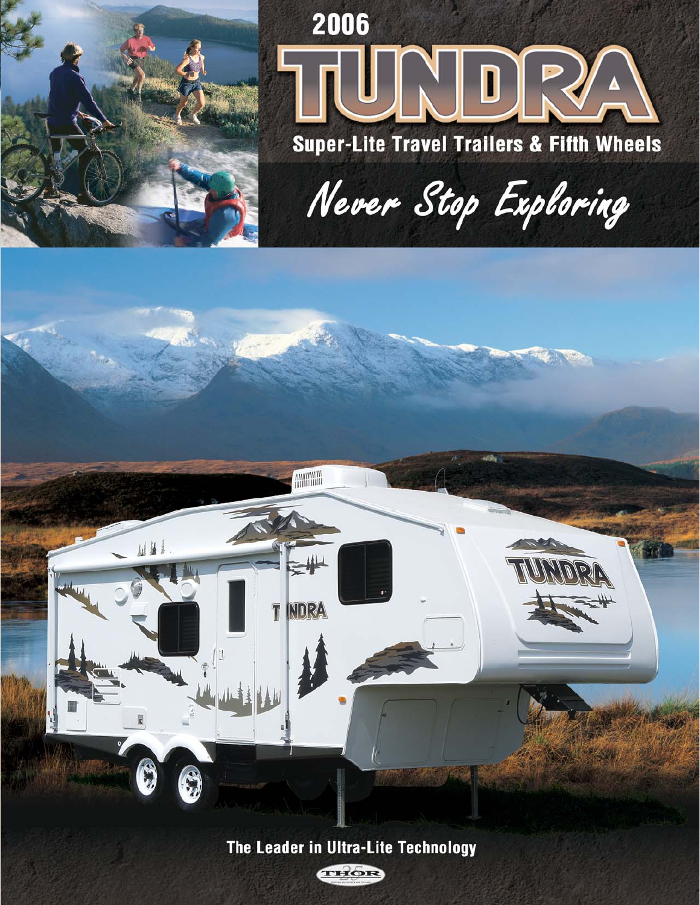# 2006 TUNDRA

## Super-Lite Travel Trailers & Fifth Wheels

*Never Stop Exploring*

**The Leader in Ultra-Lite Technology**

THOR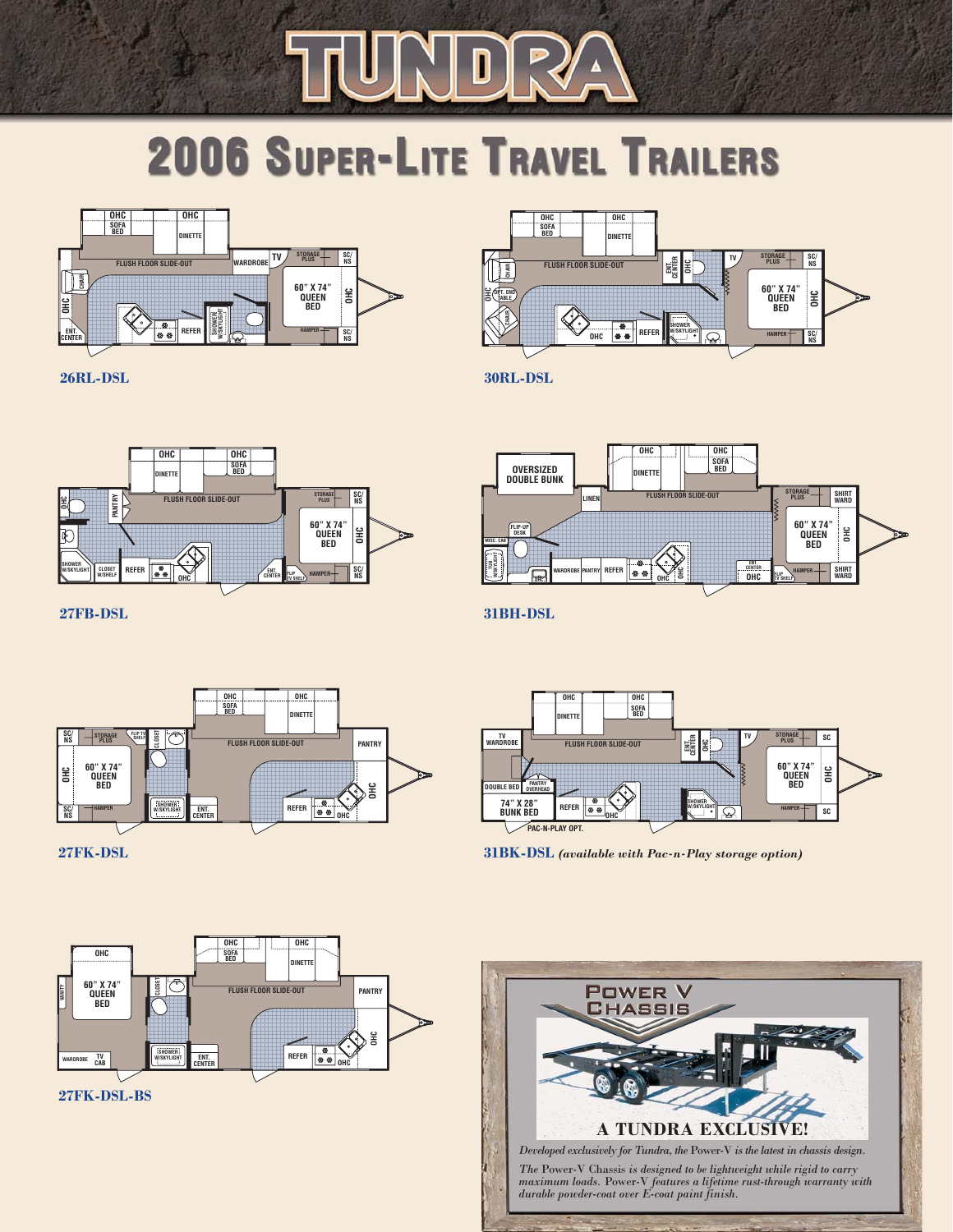# TUNDRA

## 2006 Super-Lite Travel Trailers

**26RL-DSL**

**30RL-DSL**

**27FB-DSL**

**31BH-DSL**

**27FK-DSL**

**31BK-DSL** *(available with Pac-n-Play storage option)*

**27FK-DSL-BS**

## Power V Chassis

### A TUNDRA EXCLUSIVE!

*Developed exclusively for Tundra, the Power-V is the latest in chassis design.*

*The Power-V Chassis is designed to be lightweight while rigid to carry maximum loads. Power-V features a lifetime rust-through warranty with durable powder-coat over E-coat paint finish.*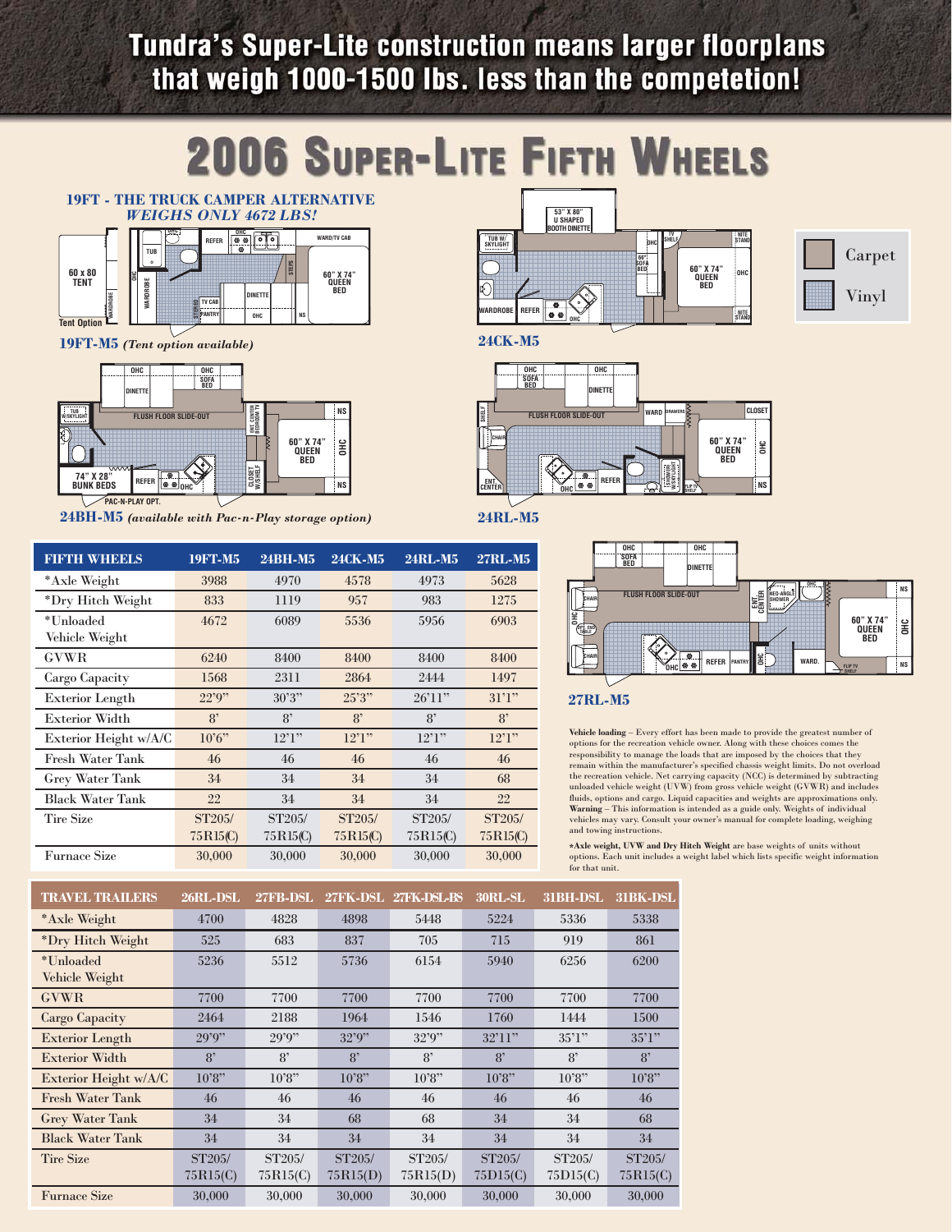# Tundra's Super-Lite construction means larger floorplans that weigh 1000-1500 lbs. less than the competetion!

# 2006 Super-Lite Fifth Wheels

## 19FT - THE TRUCK CAMPER ALTERNATIVE

***WEIGHS ONLY 4672 LBS!***

**19FT-M5** *(Tent option available)*

**24BH-M5** *(available with Pac-n-Play storage option)*

**24CK-M5**

**24RL-M5**

**27RL-M5**

Carpet

Vinyl

| FIFTH WHEELS | 19FT-M5 | 24BH-M5 | 24CK-M5 | 24RL-M5 | 27RL-M5 |
|---|---|---|---|---|---|
| *Axle Weight | 3988 | 4970 | 4578 | 4973 | 5628 |
| *Dry Hitch Weight | 833 | 1119 | 957 | 983 | 1275 |
| *Unloaded Vehicle Weight | 4672 | 6089 | 5536 | 5956 | 6903 |
| GVWR | 6240 | 8400 | 8400 | 8400 | 8400 |
| Cargo Capacity | 1568 | 2311 | 2864 | 2444 | 1497 |
| Exterior Length | 22'9" | 30'3" | 25'3" | 26'11" | 31'1" |
| Exterior Width | 8' | 8' | 8' | 8' | 8' |
| Exterior Height w/A/C | 10'6" | 12'1" | 12'1" | 12'1" | 12'1" |
| Fresh Water Tank | 46 | 46 | 46 | 46 | 46 |
| Grey Water Tank | 34 | 34 | 34 | 34 | 68 |
| Black Water Tank | 22 | 34 | 34 | 34 | 22 |
| Tire Size | ST205/ 75R15(C) | ST205/ 75R15(C) | ST205/ 75R15(C) | ST205/ 75R15(C) | ST205/ 75R15(C) |
| Furnace Size | 30,000 | 30,000 | 30,000 | 30,000 | 30,000 |

**Vehicle loading** – Every effort has been made to provide the greatest number of options for the recreation vehicle owner. Along with these choices comes the responsibility to manage the loads that are imposed by the choices that they remain within the manufacturer's specified chassis weight limits. Do not overload the recreation vehicle. Net carrying capacity (NCC) is determined by subtracting unloaded vehicle weight (UVW) from gross vehicle weight (GVWR) and includes fluids, options and cargo. Liquid capacities and weights are approximations only. **Warning** – This information is intended as a guide only. Weights of individual vehicles may vary. Consult your owner's manual for complete loading, weighing and towing instructions.

***Axle weight, UVW and Dry Hitch Weight** are base weights of units without options. Each unit includes a weight label which lists specific weight information for that unit.

| TRAVEL TRAILERS | 26RL-DSL | 27FB-DSL | 27FK-DSL | 27FK-DSL-BS | 30RL-SL | 31BH-DSL | 31BK-DSL |
|---|---|---|---|---|---|---|---|
| *Axle Weight | 4700 | 4828 | 4898 | 5448 | 5224 | 5336 | 5338 |
| *Dry Hitch Weight | 525 | 683 | 837 | 705 | 715 | 919 | 861 |
| *Unloaded Vehicle Weight | 5236 | 5512 | 5736 | 6154 | 5940 | 6256 | 6200 |
| GVWR | 7700 | 7700 | 7700 | 7700 | 7700 | 7700 | 7700 |
| Cargo Capacity | 2464 | 2188 | 1964 | 1546 | 1760 | 1444 | 1500 |
| Exterior Length | 29'9" | 29'9" | 32'9" | 32'9" | 32'11" | 35'1" | 35'1" |
| Exterior Width | 8' | 8' | 8' | 8' | 8' | 8' | 8' |
| Exterior Height w/A/C | 10'8" | 10'8" | 10'8" | 10'8" | 10'8" | 10'8" | 10'8" |
| Fresh Water Tank | 46 | 46 | 46 | 46 | 46 | 46 | 46 |
| Grey Water Tank | 34 | 34 | 68 | 68 | 34 | 34 | 68 |
| Black Water Tank | 34 | 34 | 34 | 34 | 34 | 34 | 34 |
| Tire Size | ST205/ 75R15(C) | ST205/ 75R15(C) | ST205/ 75R15(D) | ST205/ 75R15(D) | ST205/ 75D15(C) | ST205/ 75D15(C) | ST205/ 75R15(C) |
| Furnace Size | 30,000 | 30,000 | 30,000 | 30,000 | 30,000 | 30,000 | 30,000 |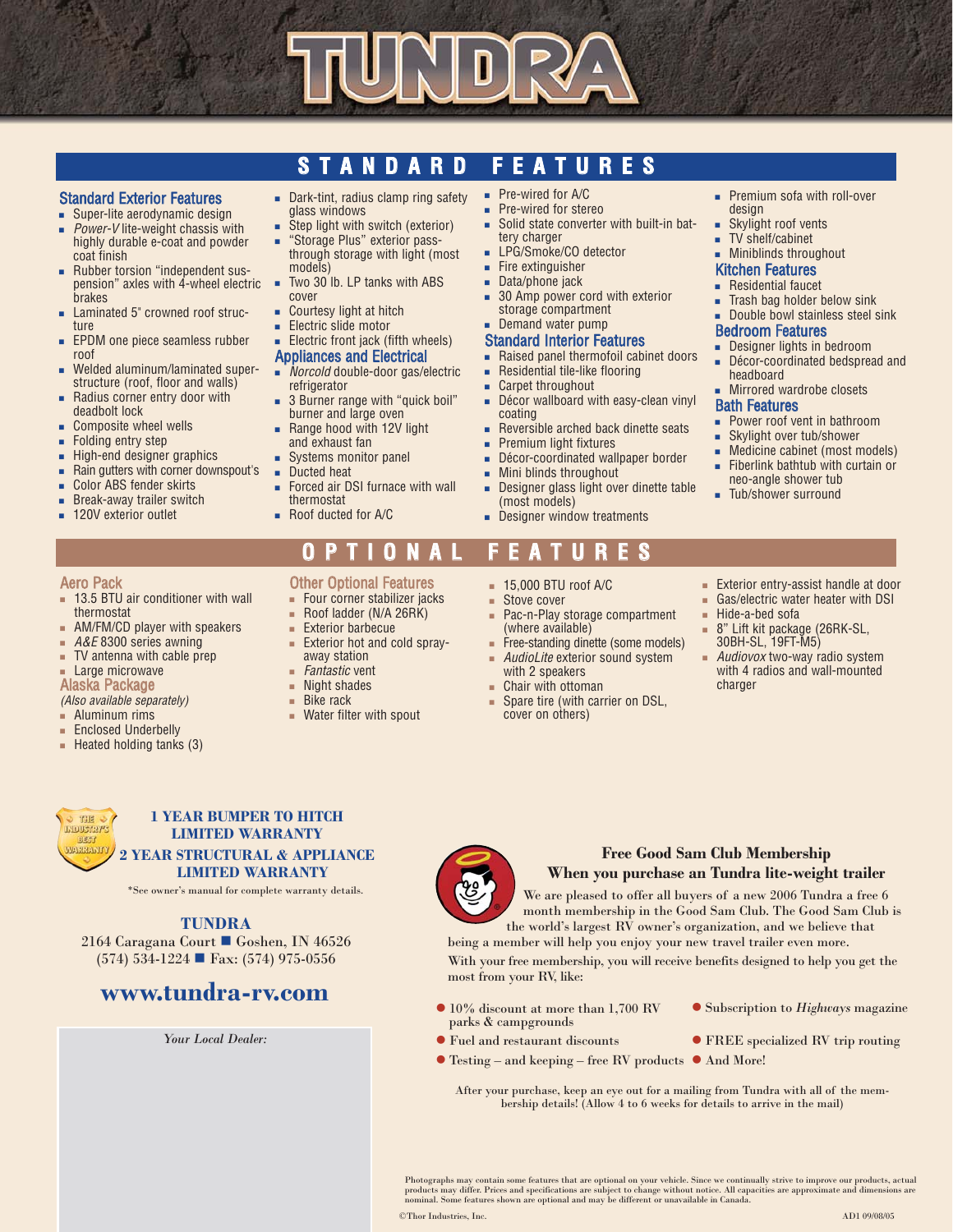# TUNDRA

## STANDARD FEATURES

### Standard Exterior Features

- Super-lite aerodynamic design
- *Power-V* lite-weight chassis with highly durable e-coat and powder coat finish
- Rubber torsion "independent suspension" axles with 4-wheel electric brakes
- Laminated 5" crowned roof structure
- EPDM one piece seamless rubber roof
- Welded aluminum/laminated superstructure (roof, floor and walls)
- Radius corner entry door with deadbolt lock
- Composite wheel wells
- Folding entry step
- High-end designer graphics
- Rain gutters with corner downspout's
- Color ABS fender skirts
- Break-away trailer switch
- 120V exterior outlet
- Dark-tint, radius clamp ring safety glass windows
- Step light with switch (exterior)
- "Storage Plus" exterior pass-through storage with light (most models)
- Two 30 lb. LP tanks with ABS cover
- Courtesy light at hitch
- Electric slide motor
- Electric front jack (fifth wheels)

### Appliances and Electrical

- *Norcold* double-door gas/electric refrigerator
- 3 Burner range with "quick boil" burner and large oven
- Range hood with 12V light and exhaust fan
- Systems monitor panel
- Ducted heat
- Forced air DSI furnace with wall thermostat
- Roof ducted for A/C
- Pre-wired for A/C
- Pre-wired for stereo
- Solid state converter with built-in battery charger
- LPG/Smoke/CO detector
- Fire extinguisher
- Data/phone jack
- 30 Amp power cord with exterior storage compartment
- Demand water pump

### Standard Interior Features

- Raised panel thermofoil cabinet doors
- Residential tile-like flooring
- Carpet throughout
- Décor wallboard with easy-clean vinyl coating
- Reversible arched back dinette seats
- Premium light fixtures
- Décor-coordinated wallpaper border
- Mini blinds throughout
- Designer glass light over dinette table (most models)
- Designer window treatments
- Premium sofa with roll-over design
- Skylight roof vents
- TV shelf/cabinet
- Miniblinds throughout

### Kitchen Features

- Residential faucet
- Trash bag holder below sink
- Double bowl stainless steel sink

### Bedroom Features

- Designer lights in bedroom
- Décor-coordinated bedspread and headboard
- Mirrored wardrobe closets

### Bath Features

- Power roof vent in bathroom
- Skylight over tub/shower
- Medicine cabinet (most models)
- Fiberlink bathtub with curtain or neo-angle shower tub
- Tub/shower surround

## OPTIONAL FEATURES

### Aero Pack

- 13.5 BTU air conditioner with wall thermostat
- AM/FM/CD player with speakers
- *A&E* 8300 series awning
- TV antenna with cable prep
- Large microwave

### Alaska Package

*(Also available separately)*

- Aluminum rims
- Enclosed Underbelly
- Heated holding tanks (3)

### Other Optional Features

- Four corner stabilizer jacks
- Roof ladder (N/A 26RK)
- Exterior barbecue
- Exterior hot and cold spray-away station
- *Fantastic* vent
- Night shades
- Bike rack
- Water filter with spout
- 15,000 BTU roof A/C
- Stove cover
- Pac-n-Play storage compartment (where available)
- Free-standing dinette (some models)
- *AudioLite* exterior sound system with 2 speakers
- Chair with ottoman
- Spare tire (with carrier on DSL, cover on others)
- Exterior entry-assist handle at door
- Gas/electric water heater with DSI
- Hide-a-bed sofa
- 8" Lift kit package (26RK-SL, 30BH-SL, 19FT-M5)
- *Audiovox* two-way radio system with 4 radios and wall-mounted charger

THE INDUSTRY'S BEST WARRANTY

**1 YEAR BUMPER TO HITCH LIMITED WARRANTY**

**2 YEAR STRUCTURAL & APPLIANCE LIMITED WARRANTY**

*See owner's manual for complete warranty details.

**TUNDRA**
2164 Caragana Court ■ Goshen, IN 46526
(574) 534-1224 ■ Fax: (574) 975-0556

**www.tundra-rv.com**

*Your Local Dealer:*

### Free Good Sam Club Membership
### When you purchase an Tundra lite-weight trailer

We are pleased to offer all buyers of a new 2006 Tundra a free 6 month membership in the Good Sam Club. The Good Sam Club is the world's largest RV owner's organization, and we believe that being a member will help you enjoy your new travel trailer even more.

With your free membership, you will receive benefits designed to help you get the most from your RV, like:

- 10% discount at more than 1,700 RV parks & campgrounds
- Fuel and restaurant discounts
- Testing – and keeping – free RV products
- Subscription to *Highways* magazine
- FREE specialized RV trip routing
- And More!

After your purchase, keep an eye out for a mailing from Tundra with all of the membership details! (Allow 4 to 6 weeks for details to arrive in the mail)

Photographs may contain some features that are optional on your vehicle. Since we continually strive to improve our products, actual products may differ. Prices and specifications are subject to change without notice. All capacities are approximate and dimensions are nominal. Some features shown are optional and may be different or unavailable in Canada.

©Thor Industries, Inc. AD1 09/08/05